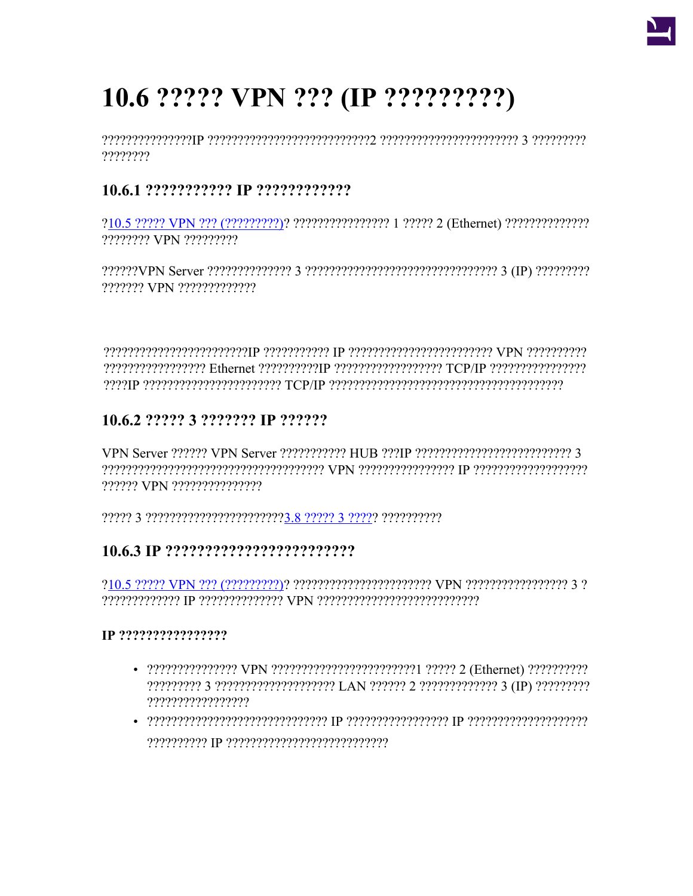# 10.6 ????? VPN ??? (IP ?????????)

??????????????IP ???????????????????????????2 ??????????????????????? 3 ?????????
????????

### 10.6.1 ??????????? IP ????????????

?10.5 ????? VPN ??? (?????????)? ???????????????? 1 ????? 2 (Ethernet) ??????????????
???????? VPN ?????????

??????VPN Server ?????????????? 3 ???????????????????????????????? 3 (IP) ?????????
??????? VPN ?????????????

?????????????????????????IP ??????????? IP ???????????????????????? VPN ??????????
????????????????? Ethernet ??????????IP ?????????????????? TCP/IP ????????????????
????IP ??????????????????????? TCP/IP ???????????????????????????????????????

### 10.6.2 ????? 3 ??????? IP ??????

VPN Server ?????? VPN Server ??????????? HUB ???IP ?????????????????????????? 3
????????????????????????????????????? VPN ???????????????? IP ???????????????????
?????? VPN ???????????????

????? 3 ???????????????????????3.8 ????? 3 ????? ??????????

### 10.6.3 IP ????????????????????????

?10.5 ????? VPN ??? (?????????)? ??????????????????????? VPN ????????????????? 3 ?
????????????? IP ?????????????? VPN ???????????????????????????

**IP ????????????????**

- ??????????????? VPN ?????????????????????????1 ????? 2 (Ethernet) ??????????
  ????????? 3 ???????????????????? LAN ?????? 2 ????????????? 3 (IP) ?????????
  ?????????????????
- ?????????????????????????????? IP ????????????????? IP ????????????????????
  ?????????? IP ???????????????????????????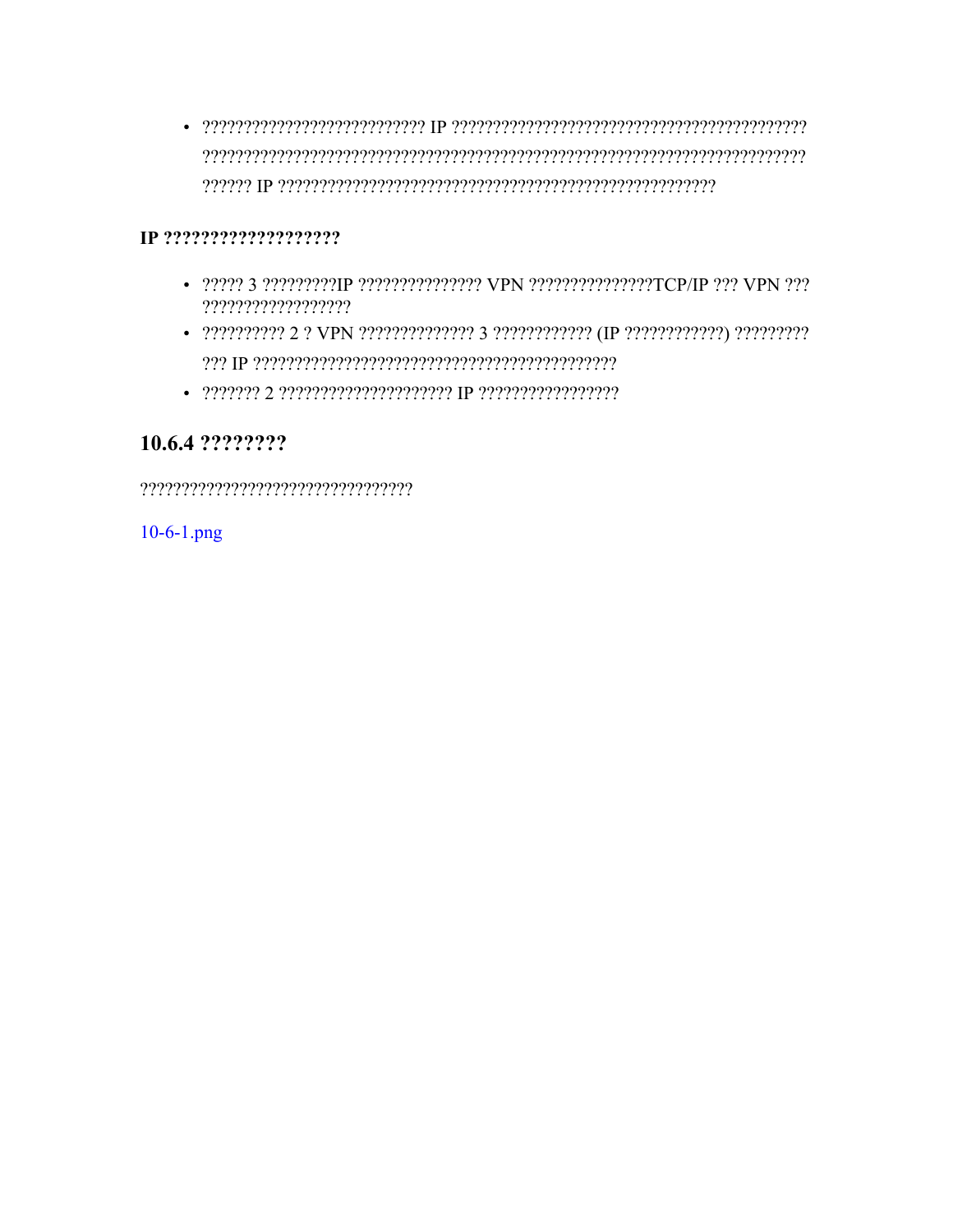- ??????????????????????????? IP ???????????????????????????????????????????? ?????????????????????????????????????????????????????????????????????????? ?????? IP ?????????????????????????????????????????????????????

**IP ??????????????????**

- ????? 3 ?????????IP ??????????????? VPN ???????????????TCP/IP ??? VPN ??? ??????????????????
- ?????????? 2 ? VPN ?????????????? 3 ???????????? (IP ????????????) ????????? ??? IP ????????????????????????????????????????????
- ??????? 2 ????????????????????? IP ?????????????????

## 10.6.4 ????????

?????????????????????????????????

10-6-1.png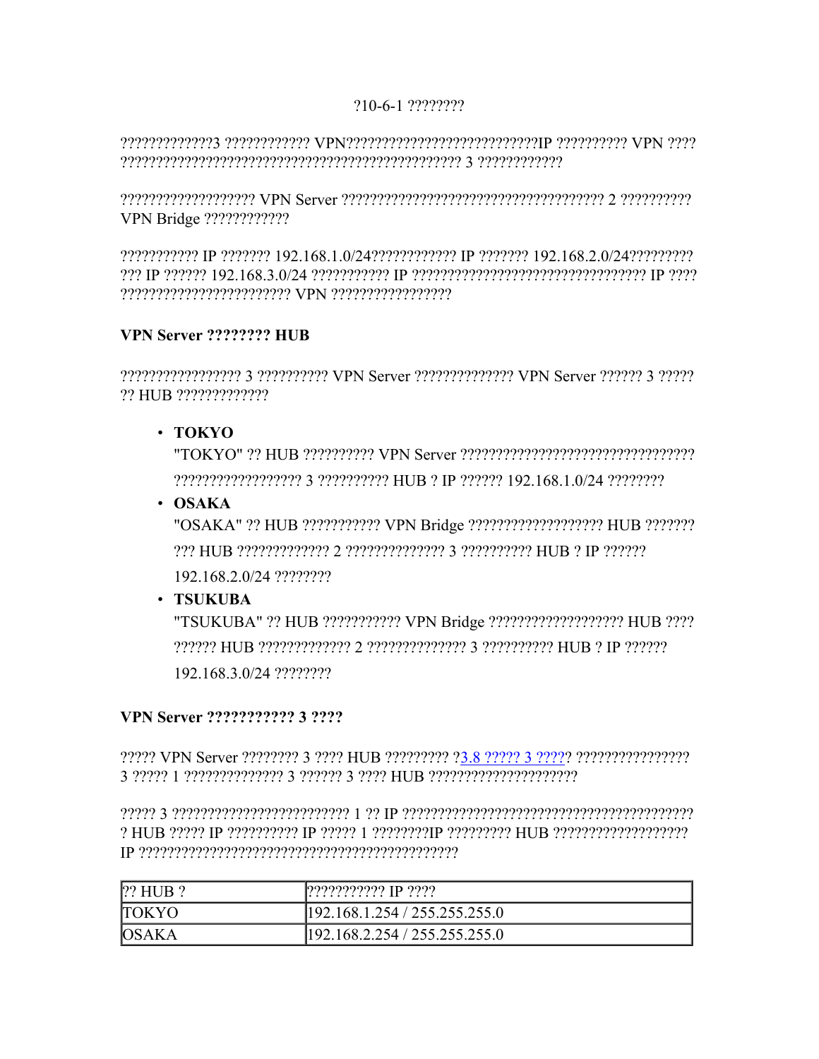?10-6-1 ????????

?????????????3 ???????????? VPN???????????????????????????IP ?????????? VPN ???? ?????????????????????????????????????????????????? 3 ????????????

??????????????????? VPN Server ????????????????????????????????????? 2 ?????????? VPN Bridge ????????????

??????????? IP ??????? 192.168.1.0/24???????????? IP ??????? 192.168.2.0/24????????? ??? IP ?????? 192.168.3.0/24 ??????????? IP ????????????????????????????????? IP ???? ???????????????????????? VPN ?????????????????

**VPN Server ???????? HUB**

????????????????? 3 ?????????? VPN Server ?????????????? VPN Server ?????? 3 ????? ?? HUB ?????????????

- **TOKYO**
  "TOKYO" ?? HUB ?????????? VPN Server ?????????????????????????????????
  ?????????????????? 3 ?????????? HUB ? IP ?????? 192.168.1.0/24 ????????
- **OSAKA**
  "OSAKA" ?? HUB ??????????? VPN Bridge ??????????????????? HUB ???????
  ??? HUB ????????????? 2 ?????????????? 3 ?????????? HUB ? IP ??????
  192.168.2.0/24 ????????
- **TSUKUBA**
  "TSUKUBA" ?? HUB ??????????? VPN Bridge ??????????????????? HUB ????
  ?????? HUB ????????????? 2 ?????????????? 3 ?????????? HUB ? IP ??????
  192.168.3.0/24 ????????

**VPN Server ??????????? 3 ????**

????? VPN Server ???????? 3 ???? HUB ????????? ?3.8 ????? 3 ????? ???????????????? 3 ????? 1 ?????????????? 3 ?????? 3 ???? HUB ????????????????????

????? 3 ????????????????????????? 1 ?? IP ????????????????????????????????????????? ? HUB ????? IP ?????????? IP ????? 1 ????????IP ????????? HUB ??????????????????? IP ????????????????????????????????????????????

| ?? HUB ? | ??????????? IP ???? |
|---|---|
| TOKYO | 192.168.1.254 / 255.255.255.0 |
| OSAKA | 192.168.2.254 / 255.255.255.0 |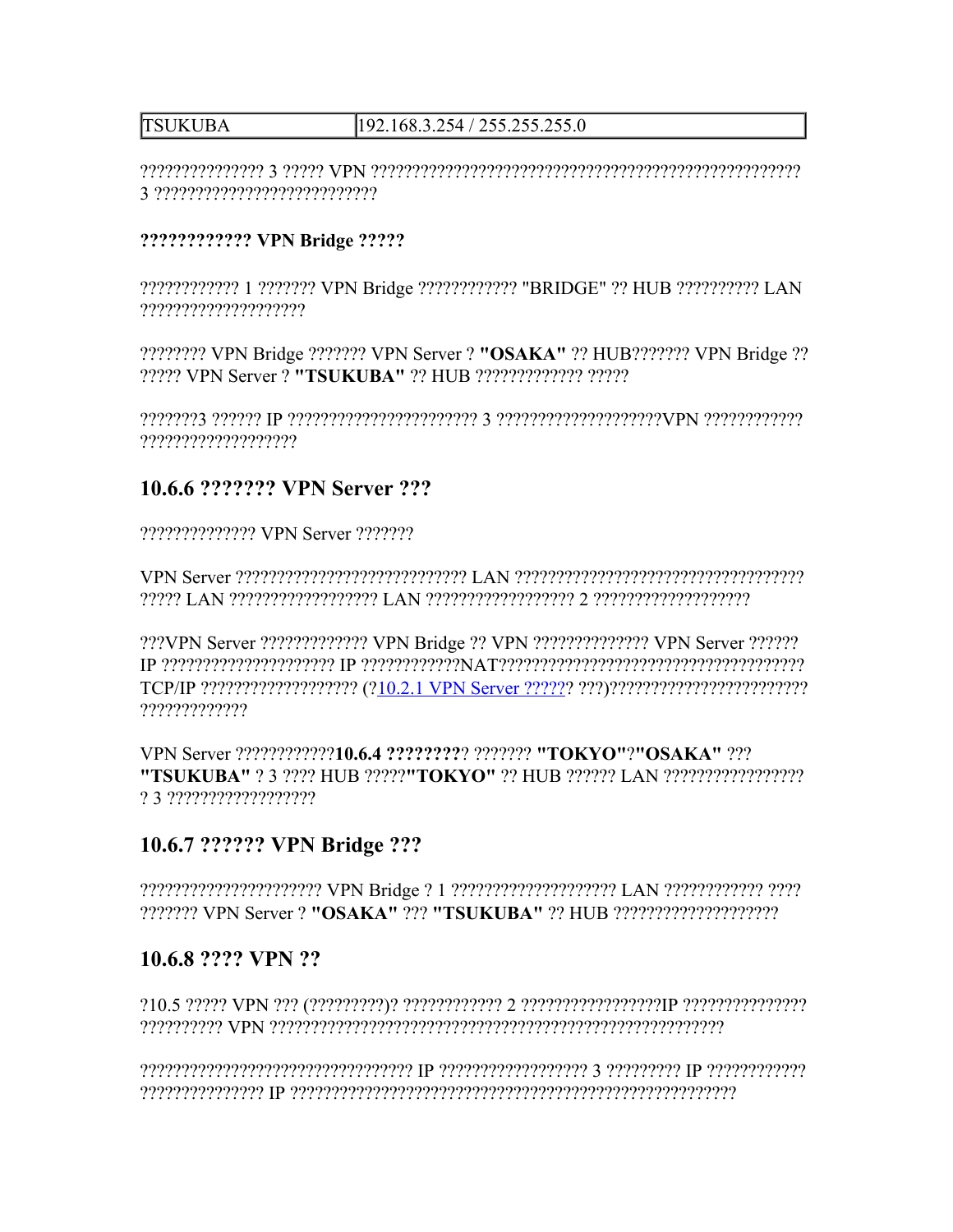| TSUKUBA | 192.168.3.254 / 255.255.255.0 |
|---|---|

??????????????? 3 ????? VPN ?????????????????????????????????????????????????? 3 ??????????????????????????

**???????????? VPN Bridge ?????**

???????????? 1 ??????? VPN Bridge ???????????? "BRIDGE" ?? HUB ?????????? LAN ????????????????????

???????? VPN Bridge ??????? VPN Server ? **"OSAKA"** ?? HUB??????? VPN Bridge ?? ????? VPN Server ? **"TSUKUBA"** ?? HUB ????????????? ?????

???????3 ?????? IP ?????????????????????? 3 ???????????????????VPN ???????????? ???????????????????

## 10.6.6 ??????? VPN Server ???

????????????? VPN Server ???????

VPN Server ????????????????????????????? LAN ?????????????????????????????????? ????? LAN ?????????????????? LAN ????????????????? 2 ???????????????????

???VPN Server ????????????? VPN Bridge ?? VPN ?????????????? VPN Server ?????? IP ????????????????????? IP ????????????NAT???????????????????????????????????? TCP/IP ??????????????????? (?10.2.1 VPN Server ?????? ???)???????????????????????? ?????????????

VPN Server ????????????**10.6.4 ????????**? ??????? **"TOKYO"**?**"OSAKA"** ??? **"TSUKUBA"** ? 3 ???? HUB ?????**"TOKYO"** ?? HUB ?????? LAN ????????????????? ? 3 ??????????????????

## 10.6.7 ?????? VPN Bridge ???

?????????????????????? VPN Bridge ? 1 ???????????????????? LAN ???????????? ???? ??????? VPN Server ? **"OSAKA"** ??? **"TSUKUBA"** ?? HUB ????????????????????

## 10.6.8 ???? VPN ??

?10.5 ????? VPN ??? (?????????)? ???????????? 2 ?????????????????IP ??????????????? ?????????? VPN ??????????????????????????????????????????????????????

?????????????????????????????????? IP ?????????????????? 3 ????????? IP ???????????? ??????????????? IP ??????????????????????????????????????????????????????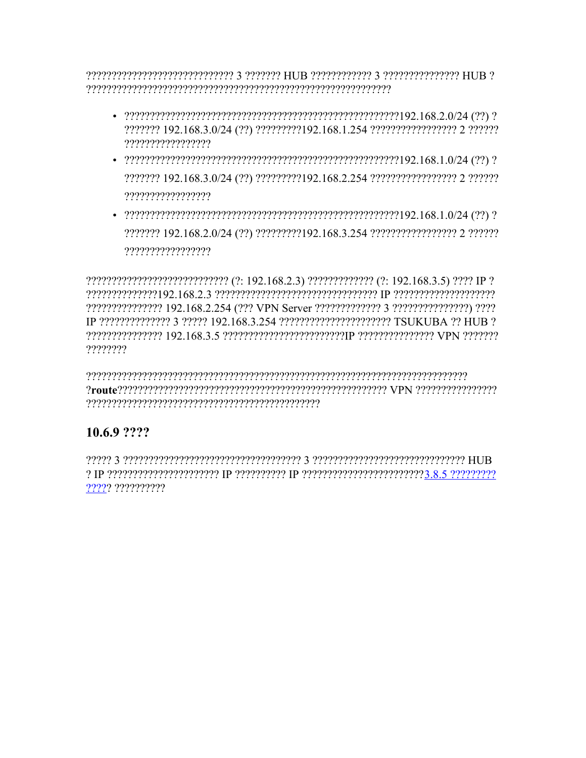????????????????????????????? 3 ??????? HUB ???????????? 3 ??????????????? HUB ??????????????????????????????????????????????????????????????

- ???????????????????????????????????????????????????????192.168.2.0/24 (??) ???????? 192.168.3.0/24 (??) ?????????192.168.1.254 ????????????????? 2 ?????? ?????????????????
- ???????????????????????????????????????????????????????192.168.1.0/24 (??) ???????? 192.168.3.0/24 (??) ?????????192.168.2.254 ????????????????? 2 ?????? ?????????????????
- ???????????????????????????????????????????????????????192.168.1.0/24 (??) ???????? 192.168.2.0/24 (??) ?????????192.168.3.254 ????????????????? 2 ?????? ?????????????????

???????????????????????????? (?: 192.168.2.3) ????????????? (?: 192.168.3.5) ???? IP ???????????????192.168.2.3 ??????????????????????????????? IP ??????????????????? ??????????????? 192.168.2.254 (??? VPN Server ????????????? 3 ???????????????) ???? IP ?????????????? 3 ????? 192.168.3.254 ????????????????????? TSUKUBA ?? HUB ???????????????? 192.168.3.5 ????????????????????????IP ??????????????? VPN ??????? ????????

????????????????????????????????????????????????????????????????????????????? ?**route**????????????????????????????????????????????????????? VPN ???????????????? ?????????????????????????????????????????????

## 10.6.9 ????

????? 3 ??????????????????????????????????? 3 ?????????????????????????????? HUB ? IP ?????????????????????? IP ?????????? IP ????????????????????????3.8.5 ?????????????? ??????????